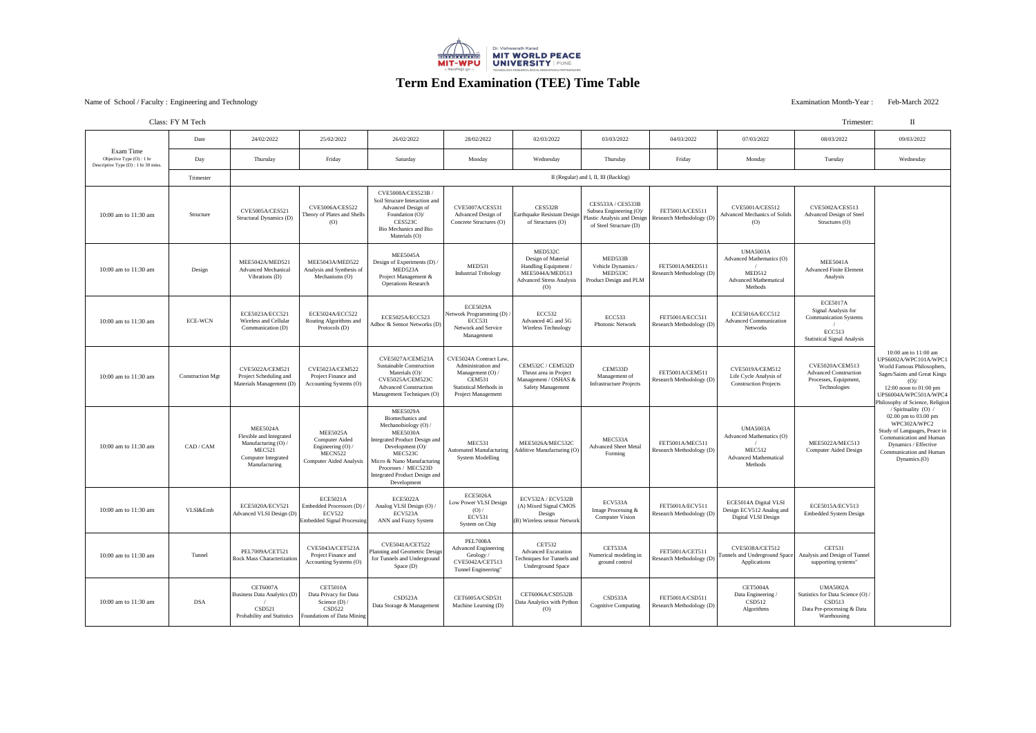Dr. Vishwanath Karad **MIT WORLD PEACE UNIVERSITY** | PUNE

# Term End Examination (TEE) Time Table

Name of School / Faculty : Engineering and Technology

Examination Month-Year : Feb-March 2022

Class: FY M Tech

Trimester: II

| Exam Time<br>Objective Type (O) : 1 hr<br>Descriptive Type (D) : 1 hr 30 mins. | Date | 24/02/2022 | 25/02/2022 | 26/02/2022 | 28/02/2022 | 02/03/2022 | 03/03/2022 | 04/03/2022 | 07/03/2022 | 08/03/2022 | 09/03/2022 |
|---|---|---|---|---|---|---|---|---|---|---|---|
| | Day | Thursday | Friday | Saturday | Monday | Wednesday | Thursday | Friday | Monday | Tuesday | Wednesday |
| | Trimester | II (Regular) and I, II, III (Backlog) | | | | | | | | | |
| 10:00 am to 11:30 am | Structure | CVE5005A/CES521 Structural Dynamics (D) | CVE5006A/CES522 Theory of Plates and Shells (O) | CVE5008A/CES523B / Soil Strucure Interaction and Advanced Design of Foundation (O)/ CES523C Bio Mechanics and Bio Materials (O) | CVE5007A/CES531 Advanced Design of Concrete Structures (O) | CES532B Earthquake Resistant Design of Structures (O) | CES533A / CES533B Subsea Engineering (O)/ Plastic Analysis and Design of Steel Structure (D) | FET5001A/CES511 Research Methodology (D) | CVE5001A/CES512 Advanced Mechanics of Solids (O) | CVE5002A/CES513 Advanced Design of Steel Structures (O) | 10:00 am to 11:00 am UPS6002A/WPC101A/WPC1 World Famous Philosophers, Sages/Saints and Great Kings (O)/ 12:00 noon to 01:00 pm UPS6004A/WPC501A/WPC4 Philosophy of Science, Religion / Spirituality (O) / 02.00 pm to 03.00 pm WPC302A/WPC2 Study of Languages, Peace in Communication and Human Dynamics / Effective Communication and Human Dynamics.(O) |
| 10:00 am to 11:30 am | Design | MEE5042A/MED521 Advanced Mechanical Vibrations (D) | MEE5043A/MED522 Analysis and Synthesis of Mechanisms (O) | MEE5045A Design of Experiments (D) / MED523A Project Management & Operations Research | MED531 Industrial Tribology | MED532C Design of Material Handling Equipment / MEE5044A/MED513 Advanced Stress Analysis (O) | MED533B Vehicle Dynamics / MED533C Product Design and PLM | FET5001A/MED511 Research Methodology (D) | UMA5003A Advanced Mathematics (O) / MED512 Advanced Mathematical Methods | MEE5041A Advanced Finite Element Analysis | |
| 10:00 am to 11:30 am | ECE-WCN | ECE5023A/ECC521 Wireless and Cellular Communication (D) | ECE5024A/ECC522 Routing Algorithms and Protocols (D) | ECE5025A/ECC523 Adhoc & Sensor Networks (D) | ECE5029A Network Programming (D) / ECC531 Network and Service Management | ECC532 Advanced 4G and 5G Wireless Technology | ECC533 Photonic Network | FET5001A/ECC511 Research Methodology (D) | ECE5016A/ECC512 Advanced Communication Networks | ECE5017A Signal Analysis for Communication Systems / ECC513 Statistical Signal Analysis | |
| 10:00 am to 11:30 am | Construction Mgt | CVE5022A/CEM521 Project Scheduling and Materials Management (D) | CVE5023A/CEM522 Project Finance and Accounting Systems (O) | CVE5027A/CEM523A Sustainable Construction Materials (O)/ CVE5025A/CEM523C Advanced Construction Management Techniques (O) | CVE5024A Contract Law, Administration and Management (O) / CEM531 Statistical Methods in Project Management | CEM532C / CEM532D Thrust area in Project Management / OSHAS & Safety Management | CEM533D Management of Infrastructure Projects | FET5001A/CEM511 Research Methodology (D) | CVE5019A/CEM512 Life Cycle Analysis of Construction Projects | CVE5020A/CEM513 Advanced Construction Processes, Equipment, Technologies | |
| 10:00 am to 11:30 am | CAD / CAM | MEE5024A Flexible and Integrated Manufacturing (O) / MEC521 Computer Integrated Manufacturing | MEE5025A Computer Aided Engineering (O) / MECN522 Computer Aided Analysis | MEE5029A Biomechanics and Mechanobiology (O) / MEE5030A Integrated Product Design and Development (O)/ MEC523C Micro & Nano Manufacturing Processes / MEC523D Integrated Product Design and Development | MEC531 Automated Manufacturing System Modelling | MEE5026A/MEC532C Additive Manufacturing (O) | MEC533A Advanced Sheet Metal Forming | FET5001A/MEC511 Research Methodology (D) | UMA5003A Advanced Mathematics (O) / MEC512 Advanced Mathematical Methods | MEE5022A/MEC513 Computer Aided Design | |
| 10:00 am to 11:30 am | VLSI&Emb | ECE5020A/ECV521 Advanced VLSI Design (D) | ECE5021A Embedded Processors (D) / ECV522 Embedded Signal Processing | ECE5022A Analog VLSI Design (O) / ECV523A ANN and Fuzzy System | ECE5026A Low Power VLSI Design (O) / ECV531 System on Chip | ECV532A / ECV532B (A) Mixed Signal CMOS Design (B) Wireless sensor Network | ECV533A Image Processing & Computer Vision | FET5001A/ECV511 Research Methodology (D) | ECE5014A Digital VLSI Design ECV512 Analog and Digital VLSI Design | ECE5015A/ECV513 Embedded System Design | |
| 10:00 am to 11:30 am | Tunnel | PEL7009A/CET521 Rock Mass Characterization | CVE5043A/CET523A Project Finance and Accounting Systems (O) | CVE5041A/CET522 Planning and Geometric Design for Tunnels and Underground Space (D) | PEL7008A Advanced Engineering Geology / CVE5042A/CET513 Tunnel Engineering" | CET532 Advanced Excavation Techniques for Tunnels and Underground Space | CET533A Numerical modeling in ground control | FET5001A/CET511 Research Methodology (D) | CVE5038A/CET512 Tunnels and Underground Space Applications | CET531 Analysis and Design of Tunnel supporting systems" | |
| 10:00 am to 11:30 am | DSA | CET6007A Business Data Analytics (D) / CSD521 Probability and Statistics | CET5010A Data Privacy for Data Science (D) / CSD522 Foundations of Data Mining | CSD523A Data Storage & Management | CET6005A/CSD531 Machine Learning (D) | CET6006A/CSD532B Data Analytics with Python (O) | CSD533A Cognitive Computing | FET5001A/CSD511 Research Methodology (D) | CET5004A Data Engineering / CSD512 Algorithms | UMA5002A Statistics for Data Science (O) / CSD513 Data Pre-processing & Data Warehousing | |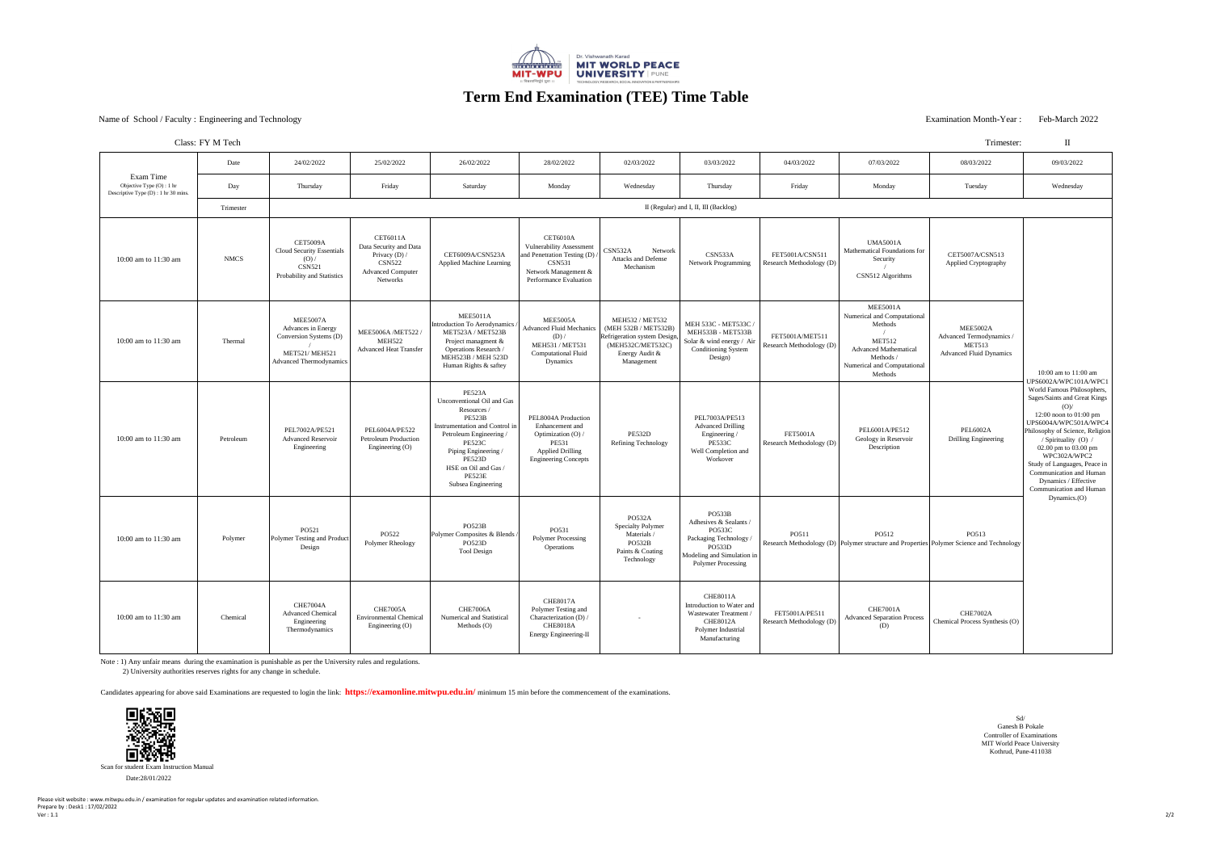# Term End Examination (TEE) Time Table

Name of School / Faculty : Engineering and Technology

Examination Month-Year : Feb-March 2022

Class: FY M Tech

Trimester: II

| Exam Time Objective Type (O) : 1 hr Descriptive Type (D) : 1 hr 30 mins. | Date | 24/02/2022 | 25/02/2022 | 26/02/2022 | 28/02/2022 | 02/03/2022 | 03/03/2022 | 04/03/2022 | 07/03/2022 | 08/03/2022 | 09/03/2022 |
|---|---|---|---|---|---|---|---|---|---|---|---|
| | Day | Thursday | Friday | Saturday | Monday | Wednesday | Thursday | Friday | Monday | Tuesday | Wednesday |
| | Trimester | II (Regular) and I, II, III (Backlog) | | | | | | | | | |
| 10:00 am to 11:30 am | NMCS | CET5009A Cloud Security Essentials (O) / CSN521 Probability and Statistics | CET6011A Data Security and Data Privacy (D) / CSN522 Advanced Computer Networks | CET6009A/CSN523A Applied Machine Learning | CET6010A Vulnerability Assessment and Penetration Testing (D) / CSN531 Network Management & Performance Evaluation | CSN532A Network Attacks and Defense Mechanism | CSN533A Network Programming | FET5001A/CSN511 Research Methodology (D) | UMA5001A Mathematical Foundations for Security / CSN512 Algorithms | CET5007A/CSN513 Applied Cryptography | 10:00 am to 11:00 am UPS6002A/WPC101A/WPC1 World Famous Philosophers, Sages/Saints and Great Kings (O)/ 12:00 noon to 01:00 pm UPS6004A/WPC501A/WPC4 Philosophy of Science, Religion / Spirituality (O) / 02.00 pm to 03.00 pm WPC302A/WPC2 Study of Languages, Peace in Communication and Human Dynamics / Effective Communication and Human Dynamics.(O) |
| 10:00 am to 11:30 am | Thermal | MEE5007A Advances in Energy Conversion Systems (D) / MET521/ MEH521 Advanced Thermodynamics | MEE5006A /MET522 / MEH522 Advanced Heat Transfer | MEE5011A Introduction To Aerodynamics / MET523A / MET523B Project managment & Operations Research / MEH523B / MEH 523D Human Rights & saftey | MEE5005A Advanced Fluid Mechanics (D) / MEH531 / MET531 Computational Fluid Dynamics | MEH532 / MET532 (MEH 532B / MET532B) Refrigeration system Design, (MEH532C/MET532C) Energy Audit & Management | MEH 533C - MET533C / MEH533B - MET533B Solar & wind energy / Air Conditioning System Design) | FET5001A/MET511 Research Methodology (D) | MEE5001A Numerical and Computational Methods / MET512 Advanced Mathematical Methods / Numerical and Computational Methods | MEE5002A Advanced Termodynamics / MET513 Advanced Fluid Dynamics | |
| 10:00 am to 11:30 am | Petroleum | PEL7002A/PE521 Advanced Reservoir Engineering | PEL6004A/PE522 Petroleum Production Engineering (O) | PE523A Unconventional Oil and Gas Resources / PE523B Instrumentation and Control in Petroleum Engineering / PE523C Piping Engineering / PE523D HSE on Oil and Gas / PE523E Subsea Engineering | PEL8004A Production Enhancement and Optimization (O) / PE531 Applied Drilling Engineering Concepts | PE532D Refining Technology | PEL7003A/PE513 Advanced Drilling Engineering / PE533C Well Completion and Workover | FET5001A Research Methodology (D) | PEL6001A/PE512 Geology in Reservoir Description | PEL6002A Drilling Engineering | |
| 10:00 am to 11:30 am | Polymer | PO521 Polymer Testing and Product Design | PO522 Polymer Rheology | PO523B Polymer Composites & Blends / PO523D Tool Design | PO531 Polymer Processing Operations | PO532A Specialty Polymer Materials / PO532B Paints & Coating Technology | PO533B Adhesives & Sealants / PO533C Packaging Technology / PO533D Modeling and Simulation in Polymer Processing | PO511 Research Methodology (D) | PO512 Polymer structure and Properties | PO513 Polymer Science and Technology | |
| 10:00 am to 11:30 am | Chemical | CHE7004A Advanced Chemical Engineering Thermodynamics | CHE7005A Environmental Chemical Engineering (O) | CHE7006A Numerical and Statistical Methods (O) | CHE8017A Polymer Testing and Characterization (D) / CHE8018A Energy Engineering-II | - | CHE8011A Introduction to Water and Wastewater Treatment / CHE8012A Polymer Industrial Manufacturing | FET5001A/PE511 Research Methodology (D) | CHE7001A Advanced Separation Process (D) | CHE7002A Chemical Process Synthesis (O) | |

Note : 1) Any unfair means during the examination is punishable as per the University rules and regulations.
2) University authorities reserves rights for any change in schedule.

Candidates appearing for above said Examinations are requested to login the link: **https://examonline.mitwpu.edu.in/** minimum 15 min before the commencement of the examinations.

Scan for student Exam Instruction Manual

Date:28/01/2022

Sd/
Ganesh B Pokale
Controller of Examinations
MIT World Peace University
Kothrud, Pune-411038

Please visit website : www.mitwpu.edu.in / examination for regular updates and examination related information.
Prepare by : Desk1 : 17/02/2022
Ver : 1.1